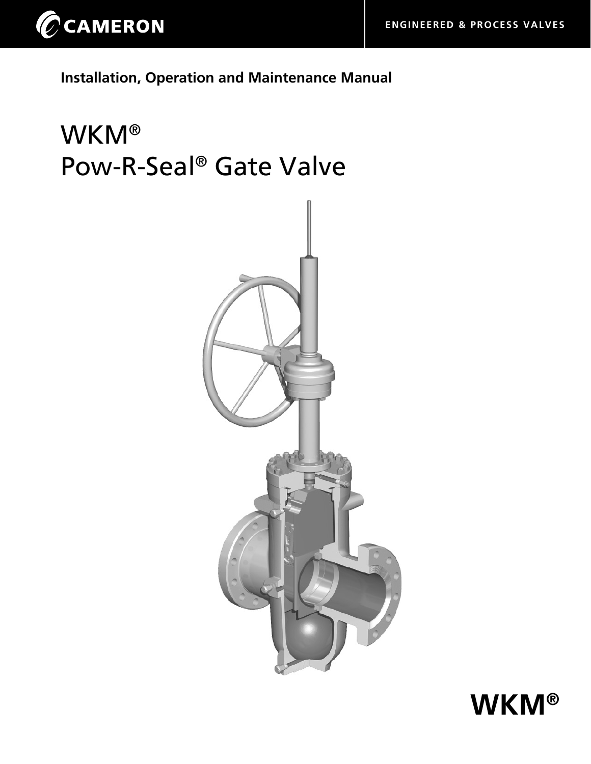CAMERON

ENGINEERED & PROCESS VALVES

**Installation, Operation and Maintenance Manual**

# WKM®
# Pow-R-Seal® Gate Valve

**WKM®**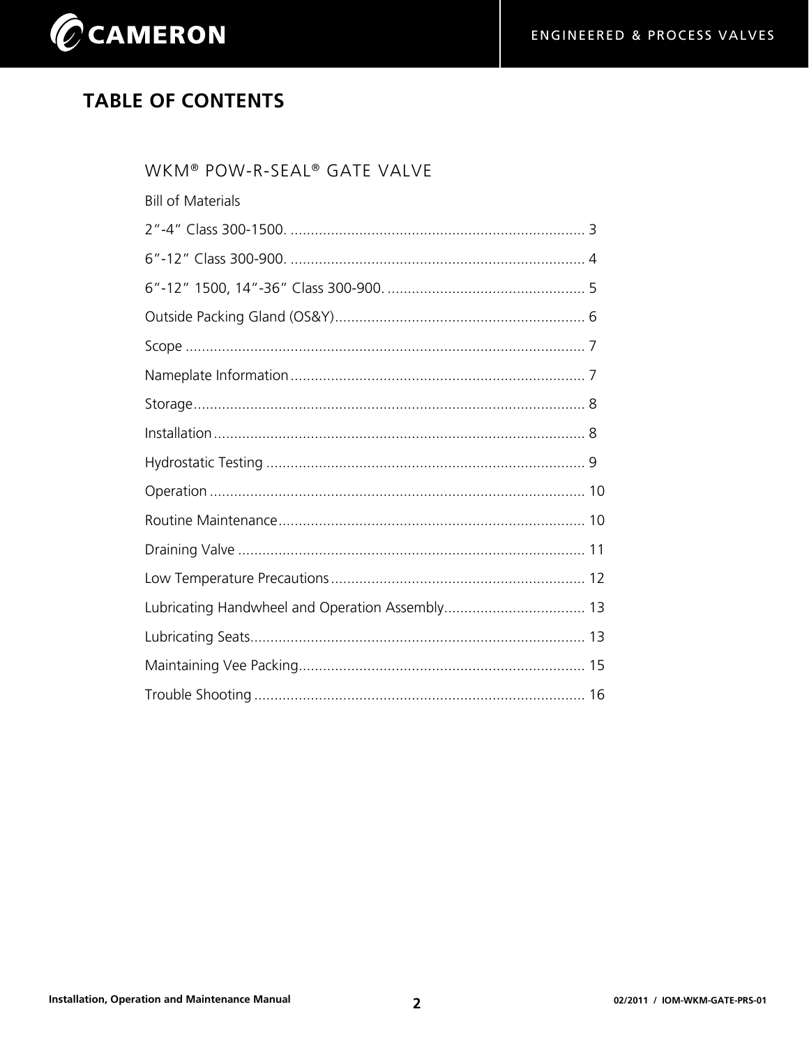# TABLE OF CONTENTS

## WKM® POW-R-SEAL® GATE VALVE

Bill of Materials

2"-4" Class 300-1500. ........................................................................ 3

6"-12" Class 300-900. ........................................................................ 4

6"-12" 1500, 14"-36" Class 300-900. ................................................ 5

Outside Packing Gland (OS&Y)............................................................. 6

Scope .................................................................................................. 7

Nameplate Information ........................................................................ 7

Storage................................................................................................ 8

Installation ........................................................................................... 8

Hydrostatic Testing .............................................................................. 9

Operation ............................................................................................ 10

Routine Maintenance........................................................................... 10

Draining Valve ..................................................................................... 11

Low Temperature Precautions .............................................................. 12

Lubricating Handwheel and Operation Assembly.................................. 13

Lubricating Seats.................................................................................. 13

Maintaining Vee Packing...................................................................... 15

Trouble Shooting ................................................................................. 16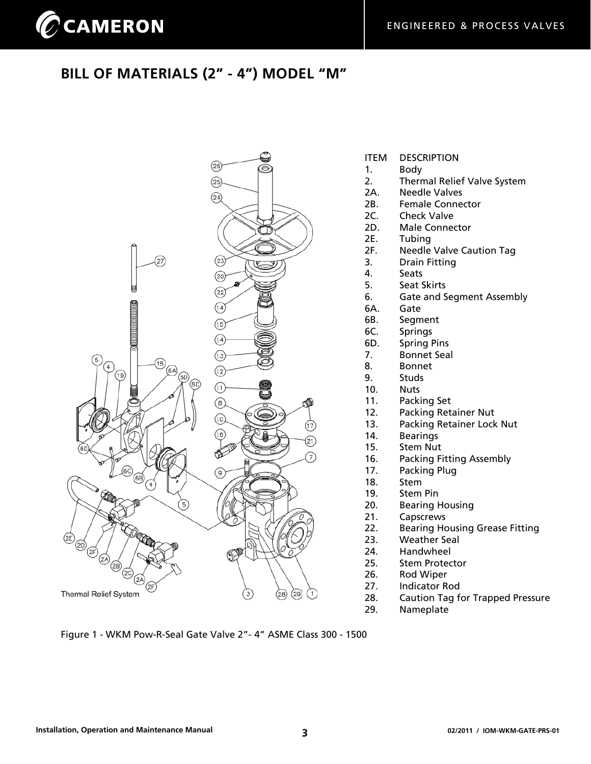# BILL OF MATERIALS (2" - 4") MODEL "M"

| ITEM | DESCRIPTION |
|---|---|
| 1. | Body |
| 2. | Thermal Relief Valve System |
| 2A. | Needle Valves |
| 2B. | Female Connector |
| 2C. | Check Valve |
| 2D. | Male Connector |
| 2E. | Tubing |
| 2F. | Needle Valve Caution Tag |
| 3. | Drain Fitting |
| 4. | Seats |
| 5. | Seat Skirts |
| 6. | Gate and Segment Assembly |
| 6A. | Gate |
| 6B. | Segment |
| 6C. | Springs |
| 6D. | Spring Pins |
| 7. | Bonnet Seal |
| 8. | Bonnet |
| 9. | Studs |
| 10. | Nuts |
| 11. | Packing Set |
| 12. | Packing Retainer Nut |
| 13. | Packing Retainer Lock Nut |
| 14. | Bearings |
| 15. | Stem Nut |
| 16. | Packing Fitting Assembly |
| 17. | Packing Plug |
| 18. | Stem |
| 19. | Stem Pin |
| 20. | Bearing Housing |
| 21. | Capscrews |
| 22. | Bearing Housing Grease Fitting |
| 23. | Weather Seal |
| 24. | Handwheel |
| 25. | Stem Protector |
| 26. | Rod Wiper |
| 27. | Indicator Rod |
| 28. | Caution Tag for Trapped Pressure |
| 29. | Nameplate |

Thermal Relief System

Figure 1 - WKM Pow-R-Seal Gate Valve 2"- 4" ASME Class 300 - 1500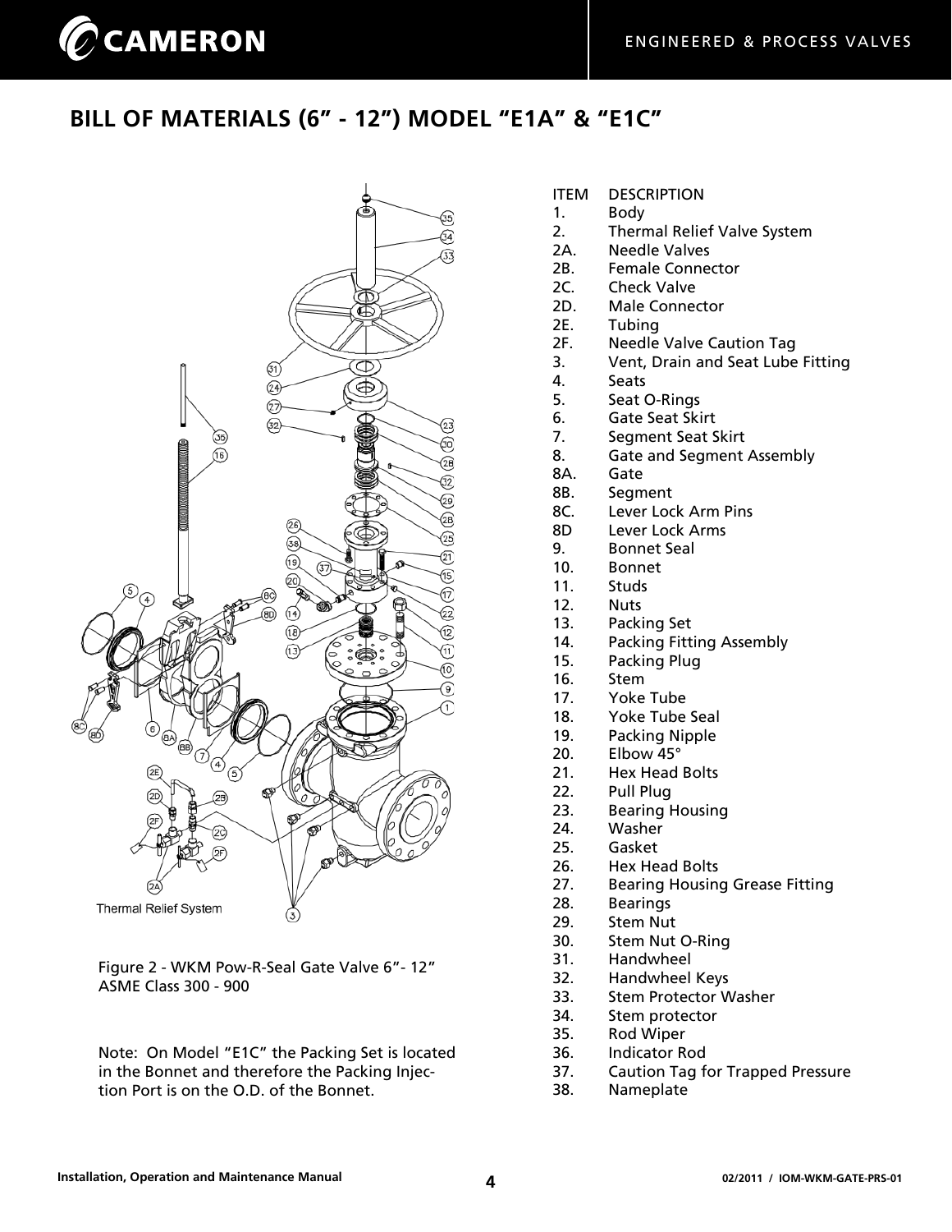# BILL OF MATERIALS (6" - 12") MODEL "E1A" & "E1C"

Figure 2 - WKM Pow-R-Seal Gate Valve 6"- 12" ASME Class 300 - 900

Note: On Model "E1C" the Packing Set is located in the Bonnet and therefore the Packing Injection Port is on the O.D. of the Bonnet.

| ITEM | DESCRIPTION |
|---|---|
| 1. | Body |
| 2. | Thermal Relief Valve System |
| 2A. | Needle Valves |
| 2B. | Female Connector |
| 2C. | Check Valve |
| 2D. | Male Connector |
| 2E. | Tubing |
| 2F. | Needle Valve Caution Tag |
| 3. | Vent, Drain and Seat Lube Fitting |
| 4. | Seats |
| 5. | Seat O-Rings |
| 6. | Gate Seat Skirt |
| 7. | Segment Seat Skirt |
| 8. | Gate and Segment Assembly |
| 8A. | Gate |
| 8B. | Segment |
| 8C. | Lever Lock Arm Pins |
| 8D | Lever Lock Arms |
| 9. | Bonnet Seal |
| 10. | Bonnet |
| 11. | Studs |
| 12. | Nuts |
| 13. | Packing Set |
| 14. | Packing Fitting Assembly |
| 15. | Packing Plug |
| 16. | Stem |
| 17. | Yoke Tube |
| 18. | Yoke Tube Seal |
| 19. | Packing Nipple |
| 20. | Elbow 45° |
| 21. | Hex Head Bolts |
| 22. | Pull Plug |
| 23. | Bearing Housing |
| 24. | Washer |
| 25. | Gasket |
| 26. | Hex Head Bolts |
| 27. | Bearing Housing Grease Fitting |
| 28. | Bearings |
| 29. | Stem Nut |
| 30. | Stem Nut O-Ring |
| 31. | Handwheel |
| 32. | Handwheel Keys |
| 33. | Stem Protector Washer |
| 34. | Stem protector |
| 35. | Rod Wiper |
| 36. | Indicator Rod |
| 37. | Caution Tag for Trapped Pressure |
| 38. | Nameplate |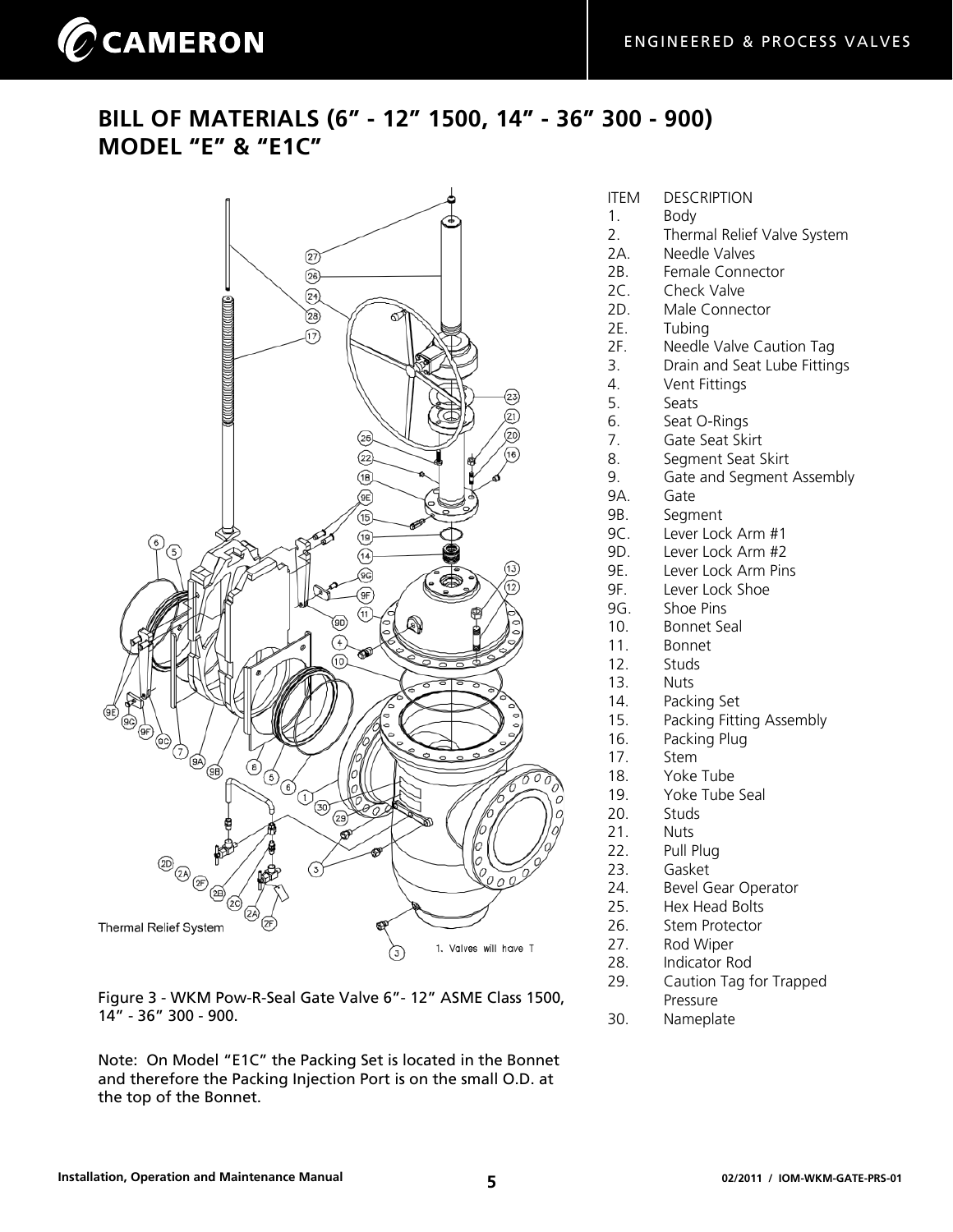## BILL OF MATERIALS (6" - 12" 1500, 14" - 36" 300 - 900) MODEL "E" & "E1C"

Figure 3 - WKM Pow-R-Seal Gate Valve 6"- 12" ASME Class 1500, 14" - 36" 300 - 900.

Note: On Model "E1C" the Packing Set is located in the Bonnet and therefore the Packing Injection Port is on the small O.D. at the top of the Bonnet.

| ITEM | DESCRIPTION |
|---|---|
| 1. | Body |
| 2. | Thermal Relief Valve System |
| 2A. | Needle Valves |
| 2B. | Female Connector |
| 2C. | Check Valve |
| 2D. | Male Connector |
| 2E. | Tubing |
| 2F. | Needle Valve Caution Tag |
| 3. | Drain and Seat Lube Fittings |
| 4. | Vent Fittings |
| 5. | Seats |
| 6. | Seat O-Rings |
| 7. | Gate Seat Skirt |
| 8. | Segment Seat Skirt |
| 9. | Gate and Segment Assembly |
| 9A. | Gate |
| 9B. | Segment |
| 9C. | Lever Lock Arm #1 |
| 9D. | Lever Lock Arm #2 |
| 9E. | Lever Lock Arm Pins |
| 9F. | Lever Lock Shoe |
| 9G. | Shoe Pins |
| 10. | Bonnet Seal |
| 11. | Bonnet |
| 12. | Studs |
| 13. | Nuts |
| 14. | Packing Set |
| 15. | Packing Fitting Assembly |
| 16. | Packing Plug |
| 17. | Stem |
| 18. | Yoke Tube |
| 19. | Yoke Tube Seal |
| 20. | Studs |
| 21. | Nuts |
| 22. | Pull Plug |
| 23. | Gasket |
| 24. | Bevel Gear Operator |
| 25. | Hex Head Bolts |
| 26. | Stem Protector |
| 27. | Rod Wiper |
| 28. | Indicator Rod |
| 29. | Caution Tag for Trapped Pressure |
| 30. | Nameplate |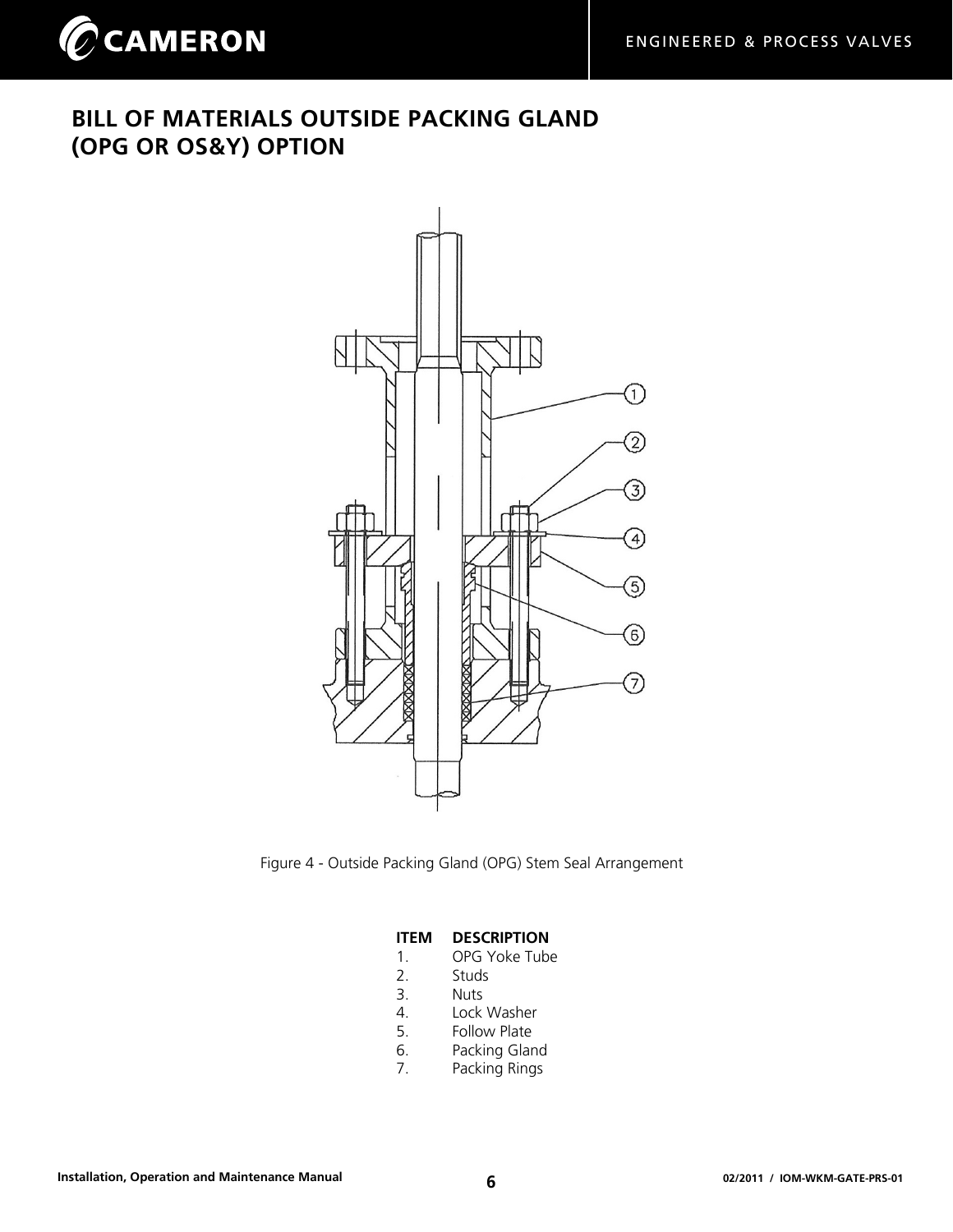## BILL OF MATERIALS OUTSIDE PACKING GLAND (OPG OR OS&Y) OPTION

Figure 4 - Outside Packing Gland (OPG) Stem Seal Arrangement

| ITEM | DESCRIPTION |
|---|---|
| 1. | OPG Yoke Tube |
| 2. | Studs |
| 3. | Nuts |
| 4. | Lock Washer |
| 5. | Follow Plate |
| 6. | Packing Gland |
| 7. | Packing Rings |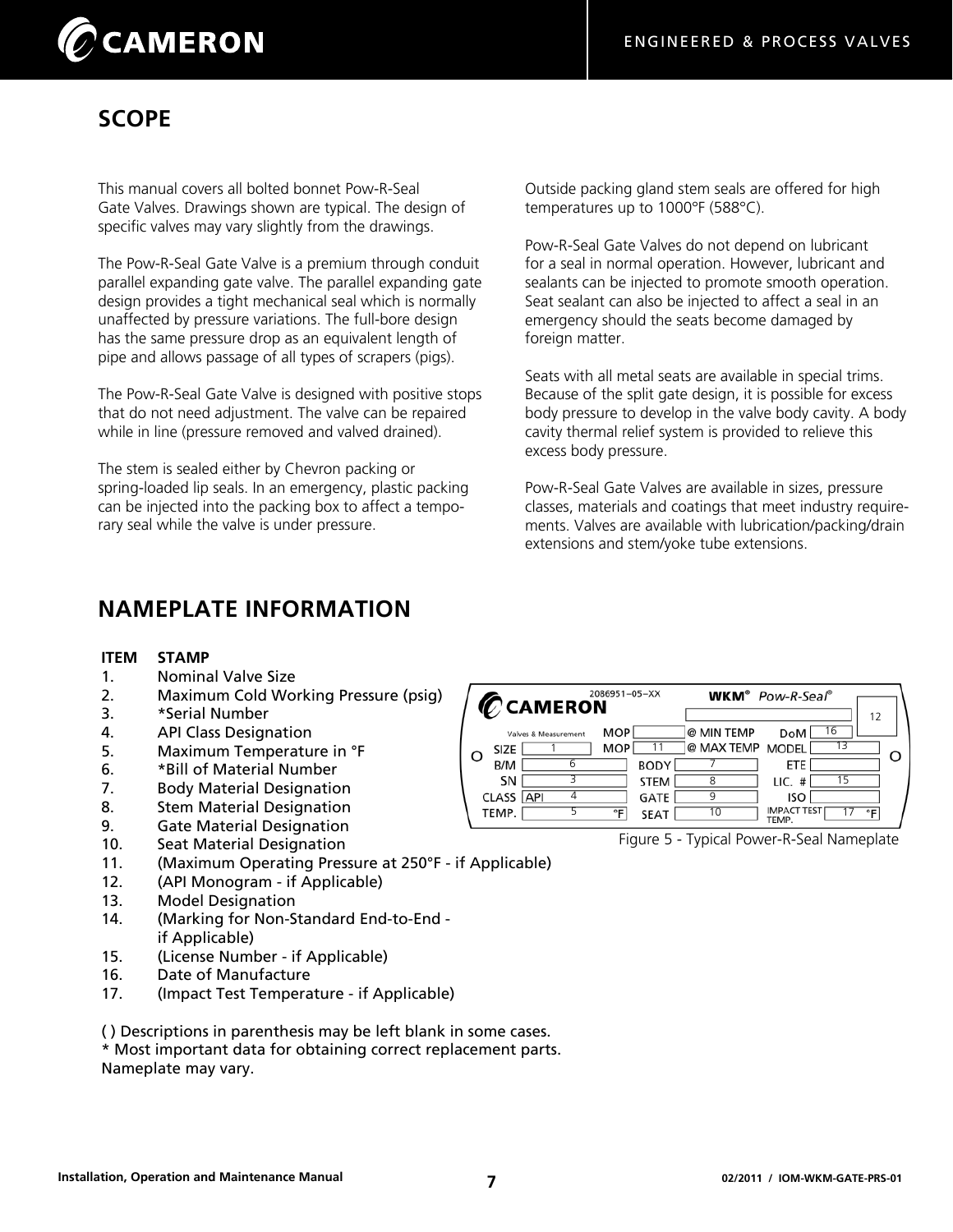## SCOPE

This manual covers all bolted bonnet Pow-R-Seal Gate Valves. Drawings shown are typical. The design of specific valves may vary slightly from the drawings.

The Pow-R-Seal Gate Valve is a premium through conduit parallel expanding gate valve. The parallel expanding gate design provides a tight mechanical seal which is normally unaffected by pressure variations. The full-bore design has the same pressure drop as an equivalent length of pipe and allows passage of all types of scrapers (pigs).

The Pow-R-Seal Gate Valve is designed with positive stops that do not need adjustment. The valve can be repaired while in line (pressure removed and valved drained).

The stem is sealed either by Chevron packing or spring-loaded lip seals. In an emergency, plastic packing can be injected into the packing box to affect a temporary seal while the valve is under pressure.

Outside packing gland stem seals are offered for high temperatures up to 1000°F (588°C).

Pow-R-Seal Gate Valves do not depend on lubricant for a seal in normal operation. However, lubricant and sealants can be injected to promote smooth operation. Seat sealant can also be injected to affect a seal in an emergency should the seats become damaged by foreign matter.

Seats with all metal seats are available in special trims. Because of the split gate design, it is possible for excess body pressure to develop in the valve body cavity. A body cavity thermal relief system is provided to relieve this excess body pressure.

Pow-R-Seal Gate Valves are available in sizes, pressure classes, materials and coatings that meet industry requirements. Valves are available with lubrication/packing/drain extensions and stem/yoke tube extensions.

## NAMEPLATE INFORMATION

| ITEM | STAMP |
|---|---|
| 1. | Nominal Valve Size |
| 2. | Maximum Cold Working Pressure (psig) |
| 3. | *Serial Number |
| 4. | API Class Designation |
| 5. | Maximum Temperature in °F |
| 6. | *Bill of Material Number |
| 7. | Body Material Designation |
| 8. | Stem Material Designation |
| 9. | Gate Material Designation |
| 10. | Seat Material Designation |
| 11. | (Maximum Operating Pressure at 250°F - if Applicable) |
| 12. | (API Monogram - if Applicable) |
| 13. | Model Designation |
| 14. | (Marking for Non-Standard End-to-End - if Applicable) |
| 15. | (License Number - if Applicable) |
| 16. | Date of Manufacture |
| 17. | (Impact Test Temperature - if Applicable) |

( ) Descriptions in parenthesis may be left blank in some cases.
* Most important data for obtaining correct replacement parts.
Nameplate may vary.

Figure 5 - Typical Power-R-Seal Nameplate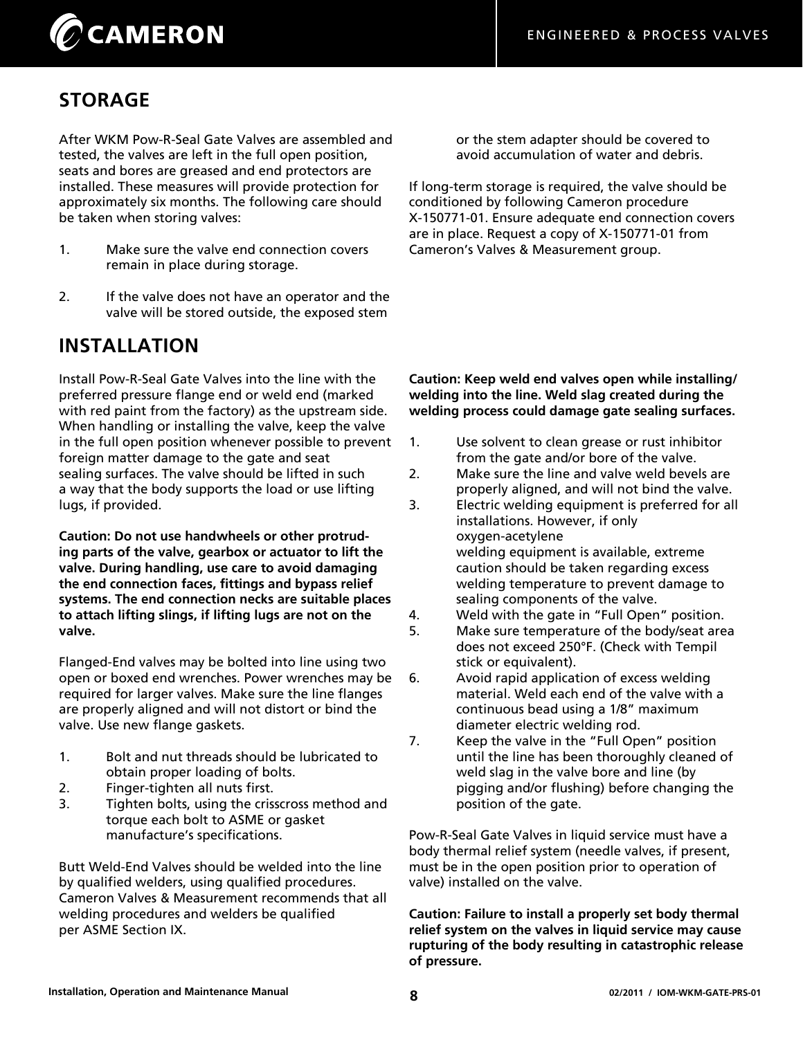## STORAGE

After WKM Pow-R-Seal Gate Valves are assembled and tested, the valves are left in the full open position, seats and bores are greased and end protectors are installed. These measures will provide protection for approximately six months. The following care should be taken when storing valves:

1. Make sure the valve end connection covers remain in place during storage.

2. If the valve does not have an operator and the valve will be stored outside, the exposed stem or the stem adapter should be covered to avoid accumulation of water and debris.

If long-term storage is required, the valve should be conditioned by following Cameron procedure X-150771-01. Ensure adequate end connection covers are in place. Request a copy of X-150771-01 from Cameron's Valves & Measurement group.

## INSTALLATION

Install Pow-R-Seal Gate Valves into the line with the preferred pressure flange end or weld end (marked with red paint from the factory) as the upstream side. When handling or installing the valve, keep the valve in the full open position whenever possible to prevent foreign matter damage to the gate and seat sealing surfaces. The valve should be lifted in such a way that the body supports the load or use lifting lugs, if provided.

**Caution: Do not use handwheels or other protruding parts of the valve, gearbox or actuator to lift the valve. During handling, use care to avoid damaging the end connection faces, fittings and bypass relief systems. The end connection necks are suitable places to attach lifting slings, if lifting lugs are not on the valve.**

Flanged-End valves may be bolted into line using two open or boxed end wrenches. Power wrenches may be required for larger valves. Make sure the line flanges are properly aligned and will not distort or bind the valve. Use new flange gaskets.

1. Bolt and nut threads should be lubricated to obtain proper loading of bolts.
2. Finger-tighten all nuts first.
3. Tighten bolts, using the crisscross method and torque each bolt to ASME or gasket manufacture's specifications.

Butt Weld-End Valves should be welded into the line by qualified welders, using qualified procedures. Cameron Valves & Measurement recommends that all welding procedures and welders be qualified per ASME Section IX.

**Caution: Keep weld end valves open while installing/welding into the line. Weld slag created during the welding process could damage gate sealing surfaces.**

1. Use solvent to clean grease or rust inhibitor from the gate and/or bore of the valve.
2. Make sure the line and valve weld bevels are properly aligned, and will not bind the valve.
3. Electric welding equipment is preferred for all installations. However, if only oxygen-acetylene welding equipment is available, extreme caution should be taken regarding excess welding temperature to prevent damage to sealing components of the valve.
4. Weld with the gate in "Full Open" position.
5. Make sure temperature of the body/seat area does not exceed 250°F. (Check with Tempil stick or equivalent).
6. Avoid rapid application of excess welding material. Weld each end of the valve with a continuous bead using a 1/8" maximum diameter electric welding rod.
7. Keep the valve in the "Full Open" position until the line has been thoroughly cleaned of weld slag in the valve bore and line (by pigging and/or flushing) before changing the position of the gate.

Pow-R-Seal Gate Valves in liquid service must have a body thermal relief system (needle valves, if present, must be in the open position prior to operation of valve) installed on the valve.

**Caution: Failure to install a properly set body thermal relief system on the valves in liquid service may cause rupturing of the body resulting in catastrophic release of pressure.**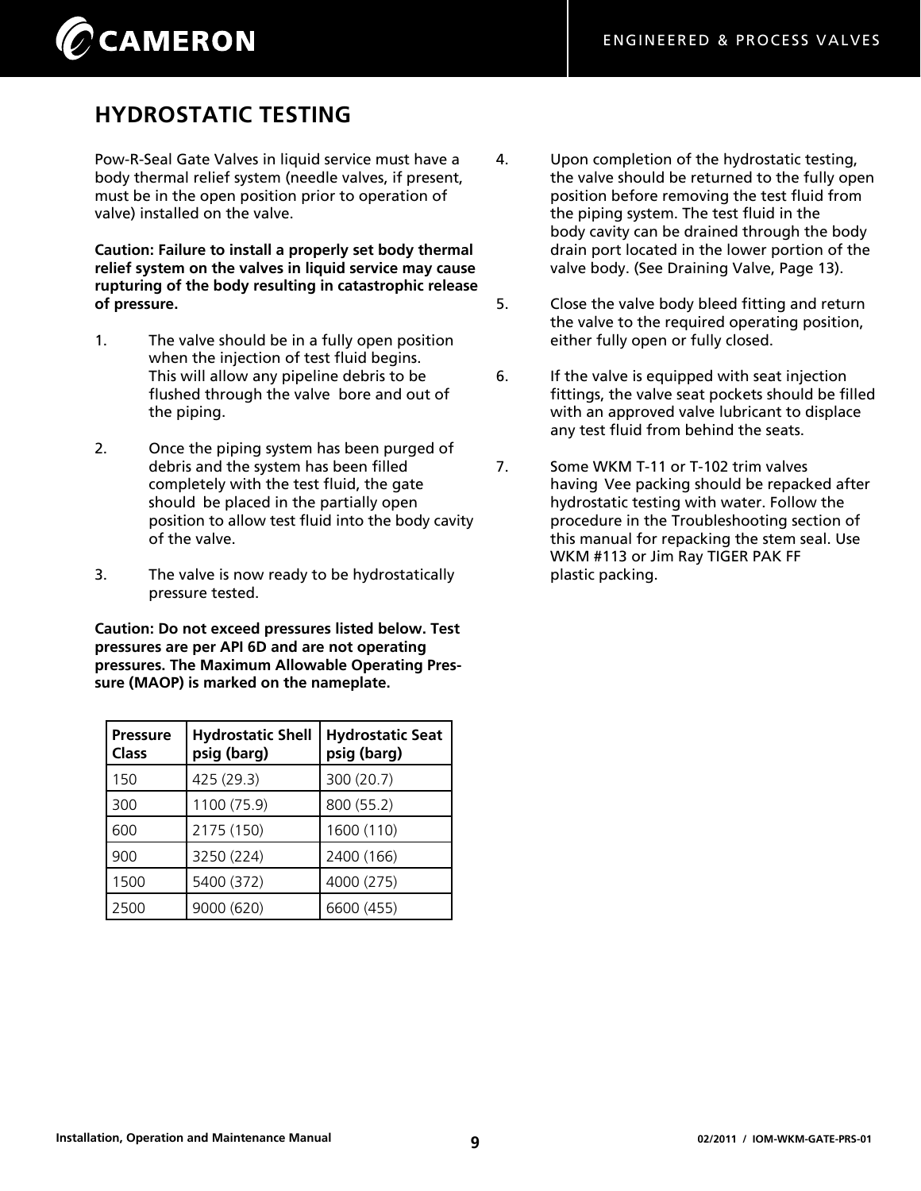## HYDROSTATIC TESTING

Pow-R-Seal Gate Valves in liquid service must have a body thermal relief system (needle valves, if present, must be in the open position prior to operation of valve) installed on the valve.

**Caution: Failure to install a properly set body thermal relief system on the valves in liquid service may cause rupturing of the body resulting in catastrophic release of pressure.**

1. The valve should be in a fully open position when the injection of test fluid begins. This will allow any pipeline debris to be flushed through the valve bore and out of the piping.

2. Once the piping system has been purged of debris and the system has been filled completely with the test fluid, the gate should be placed in the partially open position to allow test fluid into the body cavity of the valve.

3. The valve is now ready to be hydrostatically pressure tested.

**Caution: Do not exceed pressures listed below. Test pressures are per API 6D and are not operating pressures. The Maximum Allowable Operating Pressure (MAOP) is marked on the nameplate.**

| Pressure Class | Hydrostatic Shell psig (barg) | Hydrostatic Seat psig (barg) |
|---|---|---|
| 150 | 425 (29.3) | 300 (20.7) |
| 300 | 1100 (75.9) | 800 (55.2) |
| 600 | 2175 (150) | 1600 (110) |
| 900 | 3250 (224) | 2400 (166) |
| 1500 | 5400 (372) | 4000 (275) |
| 2500 | 9000 (620) | 6600 (455) |

4. Upon completion of the hydrostatic testing, the valve should be returned to the fully open position before removing the test fluid from the piping system. The test fluid in the body cavity can be drained through the body drain port located in the lower portion of the valve body. (See Draining Valve, Page 13).

5. Close the valve body bleed fitting and return the valve to the required operating position, either fully open or fully closed.

6. If the valve is equipped with seat injection fittings, the valve seat pockets should be filled with an approved valve lubricant to displace any test fluid from behind the seats.

7. Some WKM T-11 or T-102 trim valves having Vee packing should be repacked after hydrostatic testing with water. Follow the procedure in the Troubleshooting section of this manual for repacking the stem seal. Use WKM #113 or Jim Ray TIGER PAK FF plastic packing.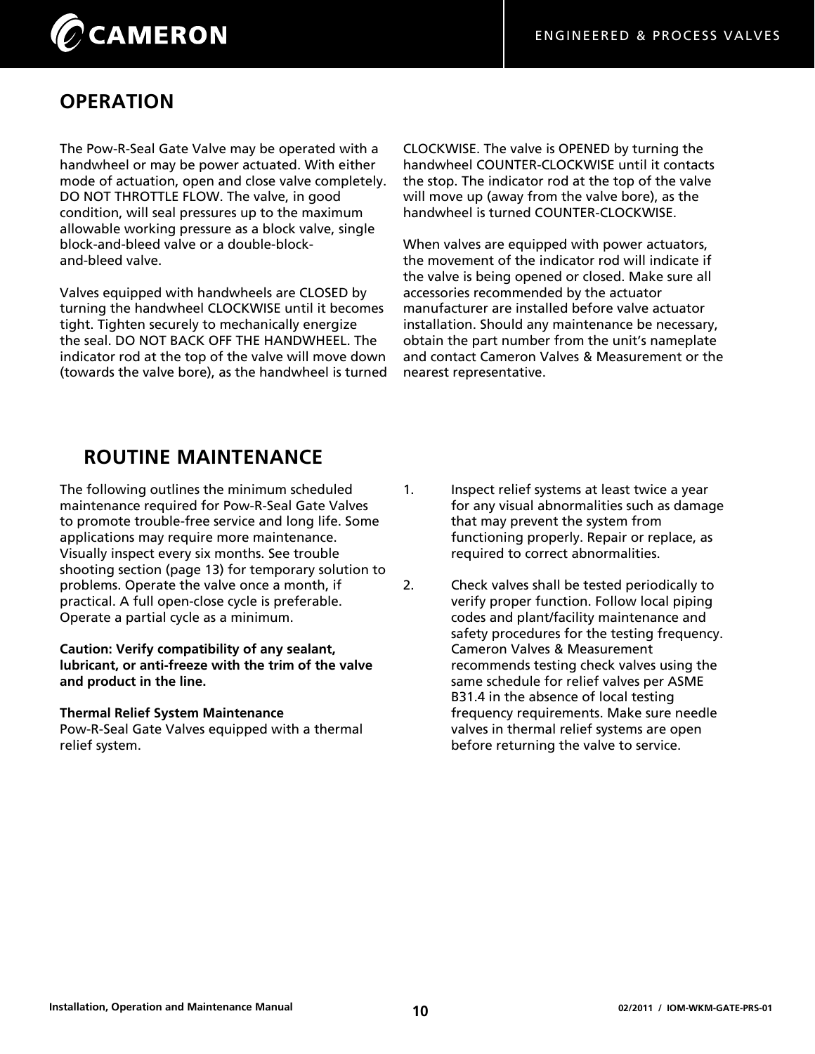## OPERATION

The Pow-R-Seal Gate Valve may be operated with a handwheel or may be power actuated. With either mode of actuation, open and close valve completely. DO NOT THROTTLE FLOW. The valve, in good condition, will seal pressures up to the maximum allowable working pressure as a block valve, single block-and-bleed valve or a double-block-and-bleed valve.

Valves equipped with handwheels are CLOSED by turning the handwheel CLOCKWISE until it becomes tight. Tighten securely to mechanically energize the seal. DO NOT BACK OFF THE HANDWHEEL. The indicator rod at the top of the valve will move down (towards the valve bore), as the handwheel is turned CLOCKWISE. The valve is OPENED by turning the handwheel COUNTER-CLOCKWISE until it contacts the stop. The indicator rod at the top of the valve will move up (away from the valve bore), as the handwheel is turned COUNTER-CLOCKWISE.

When valves are equipped with power actuators, the movement of the indicator rod will indicate if the valve is being opened or closed. Make sure all accessories recommended by the actuator manufacturer are installed before valve actuator installation. Should any maintenance be necessary, obtain the part number from the unit's nameplate and contact Cameron Valves & Measurement or the nearest representative.

## ROUTINE MAINTENANCE

The following outlines the minimum scheduled maintenance required for Pow-R-Seal Gate Valves to promote trouble-free service and long life. Some applications may require more maintenance. Visually inspect every six months. See trouble shooting section (page 13) for temporary solution to problems. Operate the valve once a month, if practical. A full open-close cycle is preferable. Operate a partial cycle as a minimum.

**Caution: Verify compatibility of any sealant, lubricant, or anti-freeze with the trim of the valve and product in the line.**

**Thermal Relief System Maintenance**
Pow-R-Seal Gate Valves equipped with a thermal relief system.

1. Inspect relief systems at least twice a year for any visual abnormalities such as damage that may prevent the system from functioning properly. Repair or replace, as required to correct abnormalities.

2. Check valves shall be tested periodically to verify proper function. Follow local piping codes and plant/facility maintenance and safety procedures for the testing frequency. Cameron Valves & Measurement recommends testing check valves using the same schedule for relief valves per ASME B31.4 in the absence of local testing frequency requirements. Make sure needle valves in thermal relief systems are open before returning the valve to service.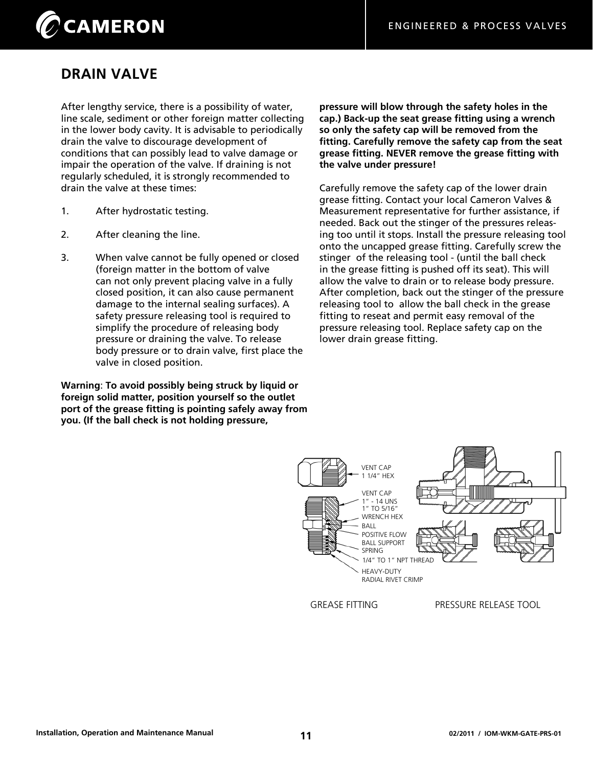## DRAIN VALVE

After lengthy service, there is a possibility of water, line scale, sediment or other foreign matter collecting in the lower body cavity. It is advisable to periodically drain the valve to discourage development of conditions that can possibly lead to valve damage or impair the operation of the valve. If draining is not regularly scheduled, it is strongly recommended to drain the valve at these times:

1. After hydrostatic testing.
2. After cleaning the line.
3. When valve cannot be fully opened or closed (foreign matter in the bottom of valve can not only prevent placing valve in a fully closed position, it can also cause permanent damage to the internal sealing surfaces). A safety pressure releasing tool is required to simplify the procedure of releasing body pressure or draining the valve. To release body pressure or to drain valve, first place the valve in closed position.

**Warning**: **To avoid possibly being struck by liquid or foreign solid matter, position yourself so the outlet port of the grease fitting is pointing safely away from you. (If the ball check is not holding pressure, pressure will blow through the safety holes in the cap.) Back-up the seat grease fitting using a wrench so only the safety cap will be removed from the fitting. Carefully remove the safety cap from the seat grease fitting. NEVER remove the grease fitting with the valve under pressure!**

Carefully remove the safety cap of the lower drain grease fitting. Contact your local Cameron Valves & Measurement representative for further assistance, if needed. Back out the stinger of the pressures releasing too until it stops. Install the pressure releasing tool onto the uncapped grease fitting. Carefully screw the stinger of the releasing tool - (until the ball check in the grease fitting is pushed off its seat). This will allow the valve to drain or to release body pressure. After completion, back out the stinger of the pressure releasing tool to allow the ball check in the grease fitting to reseat and permit easy removal of the pressure releasing tool. Replace safety cap on the lower drain grease fitting.

VENT CAP 1 1/4" HEX
VENT CAP 1" - 14 UNS
1" TO 5/16" WRENCH HEX
BALL
POSITIVE FLOW BALL SUPPORT SPRING
1/4" TO 1" NPT THREAD
HEAVY-DUTY RADIAL RIVET CRIMP

GREASE FITTING PRESSURE RELEASE TOOL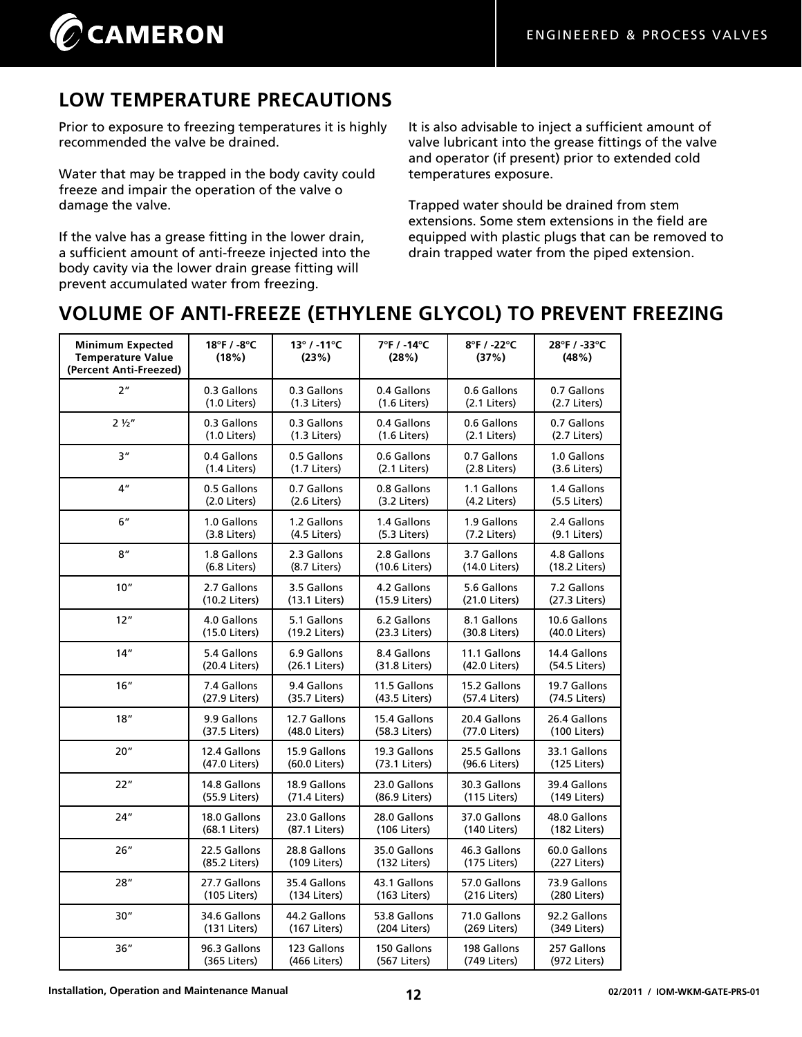## LOW TEMPERATURE PRECAUTIONS

Prior to exposure to freezing temperatures it is highly recommended the valve be drained.

Water that may be trapped in the body cavity could freeze and impair the operation of the valve o damage the valve.

If the valve has a grease fitting in the lower drain, a sufficient amount of anti-freeze injected into the body cavity via the lower drain grease fitting will prevent accumulated water from freezing.

It is also advisable to inject a sufficient amount of valve lubricant into the grease fittings of the valve and operator (if present) prior to extended cold temperatures exposure.

Trapped water should be drained from stem extensions. Some stem extensions in the field are equipped with plastic plugs that can be removed to drain trapped water from the piped extension.

## VOLUME OF ANTI-FREEZE (ETHYLENE GLYCOL) TO PREVENT FREEZING

| Minimum Expected Temperature Value (Percent Anti-Freezed) | 18°F / -8°C (18%) | 13° / -11°C (23%) | 7°F / -14°C (28%) | 8°F / -22°C (37%) | 28°F / -33°C (48%) |
|---|---|---|---|---|---|
| 2" | 0.3 Gallons (1.0 Liters) | 0.3 Gallons (1.3 Liters) | 0.4 Gallons (1.6 Liters) | 0.6 Gallons (2.1 Liters) | 0.7 Gallons (2.7 Liters) |
| 2 ½" | 0.3 Gallons (1.0 Liters) | 0.3 Gallons (1.3 Liters) | 0.4 Gallons (1.6 Liters) | 0.6 Gallons (2.1 Liters) | 0.7 Gallons (2.7 Liters) |
| 3" | 0.4 Gallons (1.4 Liters) | 0.5 Gallons (1.7 Liters) | 0.6 Gallons (2.1 Liters) | 0.7 Gallons (2.8 Liters) | 1.0 Gallons (3.6 Liters) |
| 4" | 0.5 Gallons (2.0 Liters) | 0.7 Gallons (2.6 Liters) | 0.8 Gallons (3.2 Liters) | 1.1 Gallons (4.2 Liters) | 1.4 Gallons (5.5 Liters) |
| 6" | 1.0 Gallons (3.8 Liters) | 1.2 Gallons (4.5 Liters) | 1.4 Gallons (5.3 Liters) | 1.9 Gallons (7.2 Liters) | 2.4 Gallons (9.1 Liters) |
| 8" | 1.8 Gallons (6.8 Liters) | 2.3 Gallons (8.7 Liters) | 2.8 Gallons (10.6 Liters) | 3.7 Gallons (14.0 Liters) | 4.8 Gallons (18.2 Liters) |
| 10" | 2.7 Gallons (10.2 Liters) | 3.5 Gallons (13.1 Liters) | 4.2 Gallons (15.9 Liters) | 5.6 Gallons (21.0 Liters) | 7.2 Gallons (27.3 Liters) |
| 12" | 4.0 Gallons (15.0 Liters) | 5.1 Gallons (19.2 Liters) | 6.2 Gallons (23.3 Liters) | 8.1 Gallons (30.8 Liters) | 10.6 Gallons (40.0 Liters) |
| 14" | 5.4 Gallons (20.4 Liters) | 6.9 Gallons (26.1 Liters) | 8.4 Gallons (31.8 Liters) | 11.1 Gallons (42.0 Liters) | 14.4 Gallons (54.5 Liters) |
| 16" | 7.4 Gallons (27.9 Liters) | 9.4 Gallons (35.7 Liters) | 11.5 Gallons (43.5 Liters) | 15.2 Gallons (57.4 Liters) | 19.7 Gallons (74.5 Liters) |
| 18" | 9.9 Gallons (37.5 Liters) | 12.7 Gallons (48.0 Liters) | 15.4 Gallons (58.3 Liters) | 20.4 Gallons (77.0 Liters) | 26.4 Gallons (100 Liters) |
| 20" | 12.4 Gallons (47.0 Liters) | 15.9 Gallons (60.0 Liters) | 19.3 Gallons (73.1 Liters) | 25.5 Gallons (96.6 Liters) | 33.1 Gallons (125 Liters) |
| 22" | 14.8 Gallons (55.9 Liters) | 18.9 Gallons (71.4 Liters) | 23.0 Gallons (86.9 Liters) | 30.3 Gallons (115 Liters) | 39.4 Gallons (149 Liters) |
| 24" | 18.0 Gallons (68.1 Liters) | 23.0 Gallons (87.1 Liters) | 28.0 Gallons (106 Liters) | 37.0 Gallons (140 Liters) | 48.0 Gallons (182 Liters) |
| 26" | 22.5 Gallons (85.2 Liters) | 28.8 Gallons (109 Liters) | 35.0 Gallons (132 Liters) | 46.3 Gallons (175 Liters) | 60.0 Gallons (227 Liters) |
| 28" | 27.7 Gallons (105 Liters) | 35.4 Gallons (134 Liters) | 43.1 Gallons (163 Liters) | 57.0 Gallons (216 Liters) | 73.9 Gallons (280 Liters) |
| 30" | 34.6 Gallons (131 Liters) | 44.2 Gallons (167 Liters) | 53.8 Gallons (204 Liters) | 71.0 Gallons (269 Liters) | 92.2 Gallons (349 Liters) |
| 36" | 96.3 Gallons (365 Liters) | 123 Gallons (466 Liters) | 150 Gallons (567 Liters) | 198 Gallons (749 Liters) | 257 Gallons (972 Liters) |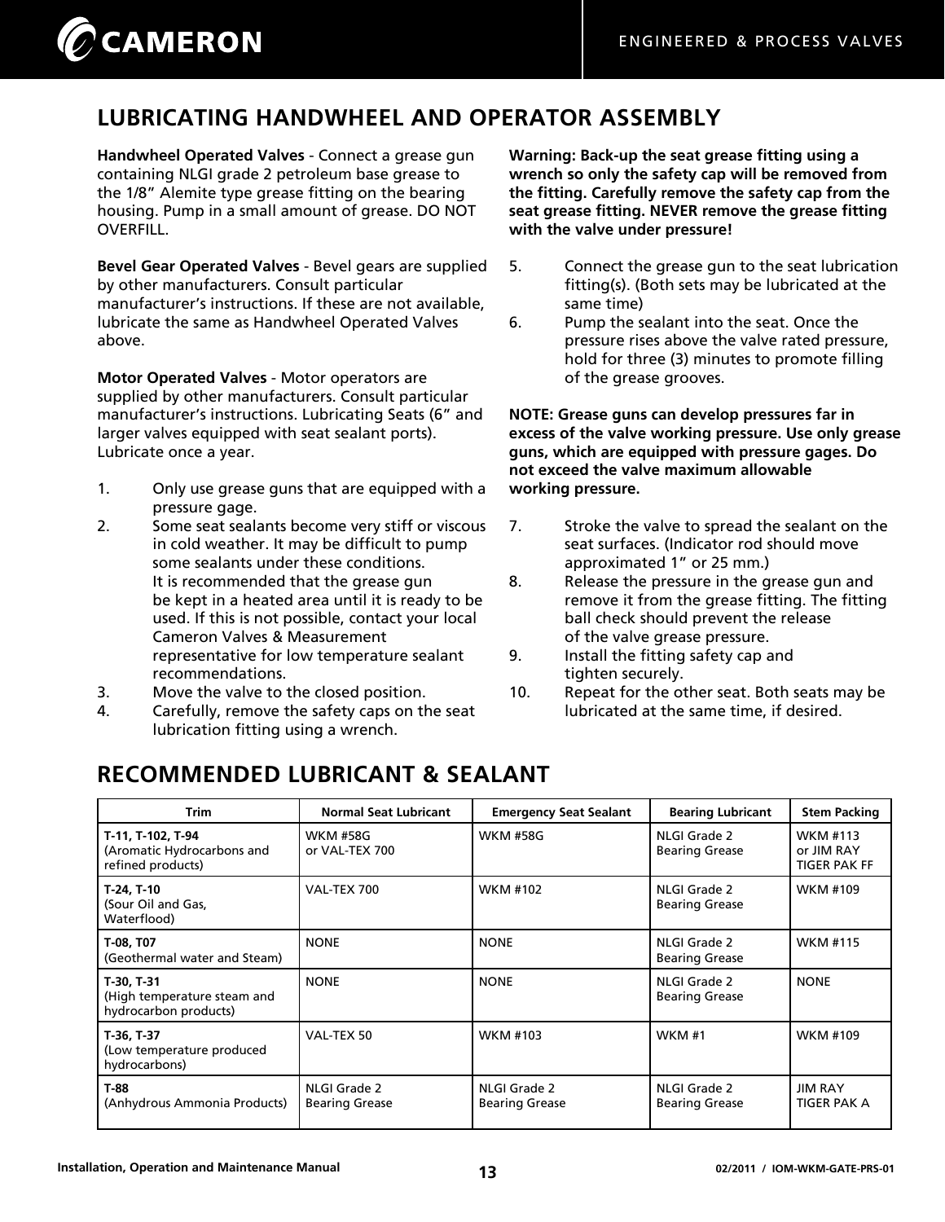## LUBRICATING HANDWHEEL AND OPERATOR ASSEMBLY

**Handwheel Operated Valves** - Connect a grease gun containing NLGI grade 2 petroleum base grease to the 1/8” Alemite type grease fitting on the bearing housing. Pump in a small amount of grease. DO NOT OVERFILL.

**Bevel Gear Operated Valves** - Bevel gears are supplied by other manufacturers. Consult particular manufacturer’s instructions. If these are not available, lubricate the same as Handwheel Operated Valves above.

**Motor Operated Valves** - Motor operators are supplied by other manufacturers. Consult particular manufacturer’s instructions. Lubricating Seats (6” and larger valves equipped with seat sealant ports). Lubricate once a year.

1. Only use grease guns that are equipped with a pressure gage.
2. Some seat sealants become very stiff or viscous in cold weather. It may be difficult to pump some sealants under these conditions. It is recommended that the grease gun be kept in a heated area until it is ready to be used. If this is not possible, contact your local Cameron Valves & Measurement representative for low temperature sealant recommendations.
3. Move the valve to the closed position.
4. Carefully, remove the safety caps on the seat lubrication fitting using a wrench.

**Warning: Back-up the seat grease fitting using a wrench so only the safety cap will be removed from the fitting. Carefully remove the safety cap from the seat grease fitting. NEVER remove the grease fitting with the valve under pressure!**

5. Connect the grease gun to the seat lubrication fitting(s). (Both sets may be lubricated at the same time)
6. Pump the sealant into the seat. Once the pressure rises above the valve rated pressure, hold for three (3) minutes to promote filling of the grease grooves.

**NOTE: Grease guns can develop pressures far in excess of the valve working pressure. Use only grease guns, which are equipped with pressure gages. Do not exceed the valve maximum allowable working pressure.**

7. Stroke the valve to spread the sealant on the seat surfaces. (Indicator rod should move approximated 1” or 25 mm.)
8. Release the pressure in the grease gun and remove it from the grease fitting. The fitting ball check should prevent the release of the valve grease pressure.
9. Install the fitting safety cap and tighten securely.
10. Repeat for the other seat. Both seats may be lubricated at the same time, if desired.

## RECOMMENDED LUBRICANT & SEALANT

| Trim | Normal Seat Lubricant | Emergency Seat Sealant | Bearing Lubricant | Stem Packing |
|---|---|---|---|---|
| **T-11, T-102, T-94** (Aromatic Hydrocarbons and refined products) | WKM #58G or VAL-TEX 700 | WKM #58G | NLGI Grade 2 Bearing Grease | WKM #113 or JIM RAY TIGER PAK FF |
| **T-24, T-10** (Sour Oil and Gas, Waterflood) | VAL-TEX 700 | WKM #102 | NLGI Grade 2 Bearing Grease | WKM #109 |
| **T-08, T07** (Geothermal water and Steam) | NONE | NONE | NLGI Grade 2 Bearing Grease | WKM #115 |
| **T-30, T-31** (High temperature steam and hydrocarbon products) | NONE | NONE | NLGI Grade 2 Bearing Grease | NONE |
| **T-36, T-37** (Low temperature produced hydrocarbons) | VAL-TEX 50 | WKM #103 | WKM #1 | WKM #109 |
| **T-88** (Anhydrous Ammonia Products) | NLGI Grade 2 Bearing Grease | NLGI Grade 2 Bearing Grease | NLGI Grade 2 Bearing Grease | JIM RAY TIGER PAK A |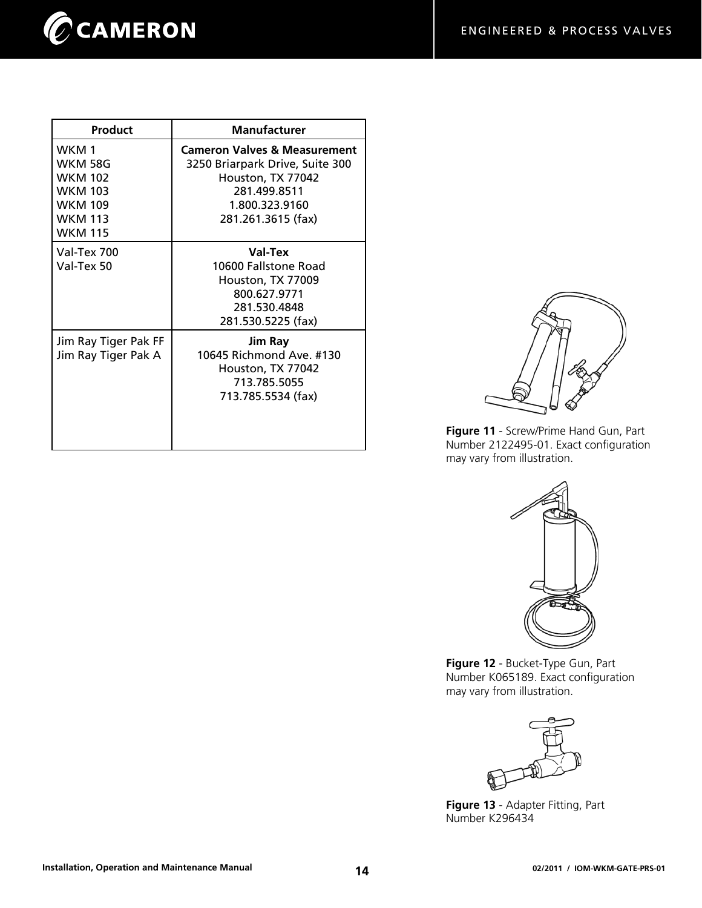| Product | Manufacturer |
|---|---|
| WKM 1<br>WKM 58G<br>WKM 102<br>WKM 103<br>WKM 109<br>WKM 113<br>WKM 115 | **Cameron Valves & Measurement**<br>3250 Briarpark Drive, Suite 300<br>Houston, TX 77042<br>281.499.8511<br>1.800.323.9160<br>281.261.3615 (fax) |
| Val-Tex 700<br>Val-Tex 50 | **Val-Tex**<br>10600 Fallstone Road<br>Houston, TX 77009<br>800.627.9771<br>281.530.4848<br>281.530.5225 (fax) |
| Jim Ray Tiger Pak FF<br>Jim Ray Tiger Pak A | **Jim Ray**<br>10645 Richmond Ave. #130<br>Houston, TX 77042<br>713.785.5055<br>713.785.5534 (fax) |

**Figure 11** - Screw/Prime Hand Gun, Part Number 2122495-01. Exact configuration may vary from illustration.

**Figure 12** - Bucket-Type Gun, Part Number K065189. Exact configuration may vary from illustration.

**Figure 13** - Adapter Fitting, Part Number K296434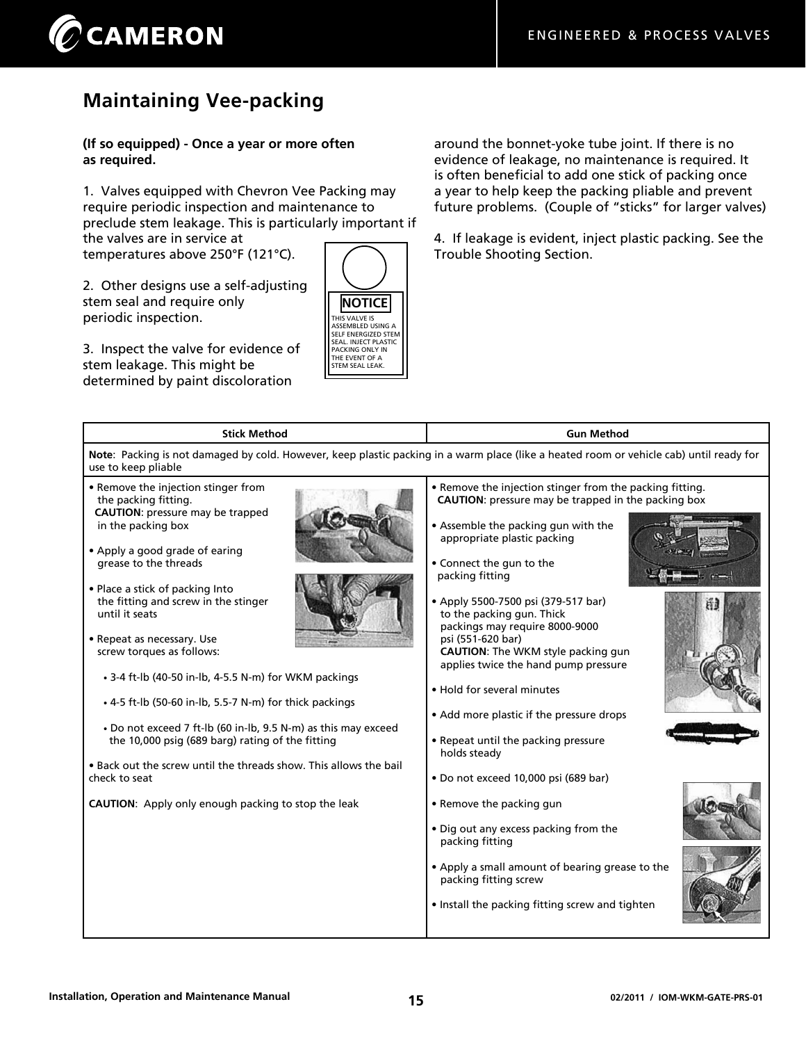# Maintaining Vee-packing

**(If so equipped) - Once a year or more often as required.**

1. Valves equipped with Chevron Vee Packing may require periodic inspection and maintenance to preclude stem leakage. This is particularly important if the valves are in service at temperatures above 250°F (121°C).

2. Other designs use a self-adjusting stem seal and require only periodic inspection.

3. Inspect the valve for evidence of stem leakage. This might be determined by paint discoloration around the bonnet-yoke tube joint. If there is no evidence of leakage, no maintenance is required. It is often beneficial to add one stick of packing once a year to help keep the packing pliable and prevent future problems. (Couple of "sticks" for larger valves)

4. If leakage is evident, inject plastic packing. See the Trouble Shooting Section.

**NOTICE**

THIS VALVE IS ASSEMBLED USING A SELF ENERGIZED STEM SEAL. INJECT PLASTIC PACKING ONLY IN THE EVENT OF A STEM SEAL LEAK.

| Stick Method | Gun Method |
|---|---|
| **Note**: Packing is not damaged by cold. However, keep plastic packing in a warm place (like a heated room or vehicle cab) until ready for use to keep pliable | |
| • Remove the injection stinger from the packing fitting. **CAUTION**: pressure may be trapped in the packing box<br><br>• Apply a good grade of earing grease to the threads<br><br>• Place a stick of packing Into the fitting and screw in the stinger until it seats<br><br>• Repeat as necessary. Use screw torques as follows:<br>• 3-4 ft-lb (40-50 in-lb, 4-5.5 N-m) for WKM packings<br>• 4-5 ft-lb (50-60 in-lb, 5.5-7 N-m) for thick packings<br>• Do not exceed 7 ft-lb (60 in-lb, 9.5 N-m) as this may exceed the 10,000 psig (689 barg) rating of the fitting<br><br>• Back out the screw until the threads show. This allows the bail check to seat<br><br>**CAUTION**: Apply only enough packing to stop the leak | • Remove the injection stinger from the packing fitting. **CAUTION**: pressure may be trapped in the packing box<br><br>• Assemble the packing gun with the appropriate plastic packing<br><br>• Connect the gun to the packing fitting<br><br>• Apply 5500-7500 psi (379-517 bar) to the packing gun. Thick packings may require 8000-9000 psi (551-620 bar) **CAUTION**: The WKM style packing gun applies twice the hand pump pressure<br><br>• Hold for several minutes<br><br>• Add more plastic if the pressure drops<br><br>• Repeat until the packing pressure holds steady<br><br>• Do not exceed 10,000 psi (689 bar)<br><br>• Remove the packing gun<br><br>• Dig out any excess packing from the packing fitting<br><br>• Apply a small amount of bearing grease to the packing fitting screw<br><br>• Install the packing fitting screw and tighten |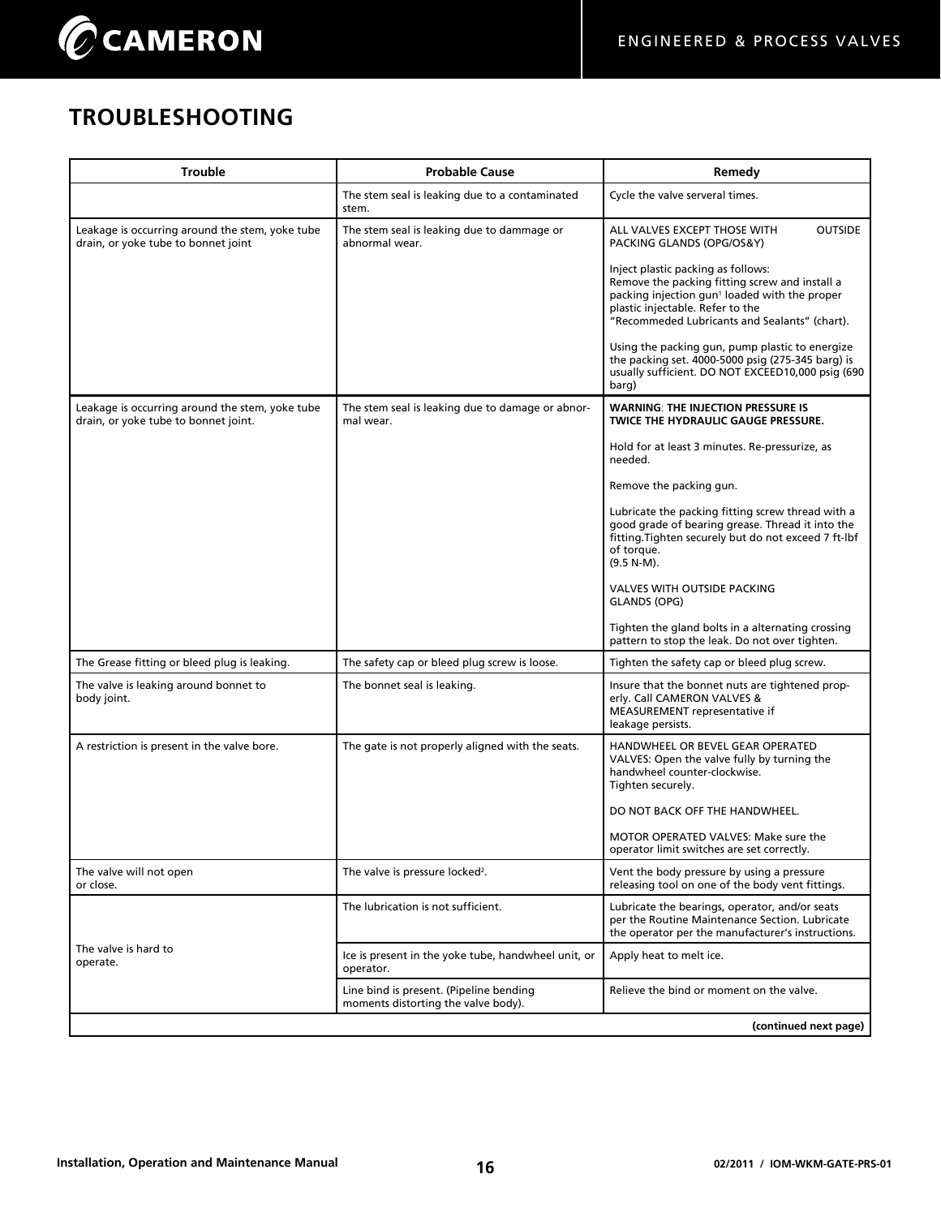# TROUBLESHOOTING

| Trouble | Probable Cause | Remedy |
|---|---|---|
| | The stem seal is leaking due to a contaminated stem. | Cycle the valve serveral times. |
| Leakage is occurring around the stem, yoke tube drain, or yoke tube to bonnet joint | The stem seal is leaking due to dammage or abnormal wear. | ALL VALVES EXCEPT THOSE WITH OUTSIDE PACKING GLANDS (OPG/OS&Y)<br><br>Inject plastic packing as follows:<br>Remove the packing fitting screw and install a packing injection gun[1] loaded with the proper plastic injectable. Refer to the "Recommeded Lubricants and Sealants" (chart).<br><br>Using the packing gun, pump plastic to energize the packing set. 4000-5000 psig (275-345 barg) is usually sufficient. DO NOT EXCEED10,000 psig (690 barg) |
| Leakage is occurring around the stem, yoke tube drain, or yoke tube to bonnet joint. | The stem seal is leaking due to damage or abnormal wear. | **WARNING**: **THE INJECTION PRESSURE IS TWICE THE HYDRAULIC GAUGE PRESSURE.**<br><br>Hold for at least 3 minutes. Re-pressurize, as needed.<br><br>Remove the packing gun.<br><br>Lubricate the packing fitting screw thread with a good grade of bearing grease. Thread it into the fitting.Tighten securely but do not exceed 7 ft-lbf of torque.<br>(9.5 N-M).<br><br>VALVES WITH OUTSIDE PACKING GLANDS (OPG)<br><br>Tighten the gland bolts in a alternating crossing pattern to stop the leak. Do not over tighten. |
| The Grease fitting or bleed plug is leaking. | The safety cap or bleed plug screw is loose. | Tighten the safety cap or bleed plug screw. |
| The valve is leaking around bonnet to body joint. | The bonnet seal is leaking. | Insure that the bonnet nuts are tightened properly. Call CAMERON VALVES & MEASUREMENT representative if leakage persists. |
| A restriction is present in the valve bore. | The gate is not properly aligned with the seats. | HANDWHEEL OR BEVEL GEAR OPERATED VALVES: Open the valve fully by turning the handwheel counter-clockwise.<br>Tighten securely.<br><br>DO NOT BACK OFF THE HANDWHEEL.<br><br>MOTOR OPERATED VALVES: Make sure the operator limit switches are set correctly. |
| The valve will not open or close. | The valve is pressure locked[2]. | Vent the body pressure by using a pressure releasing tool on one of the body vent fittings. |
| The valve is hard to operate. | The lubrication is not sufficient. | Lubricate the bearings, operator, and/or seats per the Routine Maintenance Section. Lubricate the operator per the manufacturer's instructions. |
| | Ice is present in the yoke tube, handwheel unit, or operator. | Apply heat to melt ice. |
| | Line bind is present. (Pipeline bending moments distorting the valve body). | Relieve the bind or moment on the valve. |

**(continued next page)**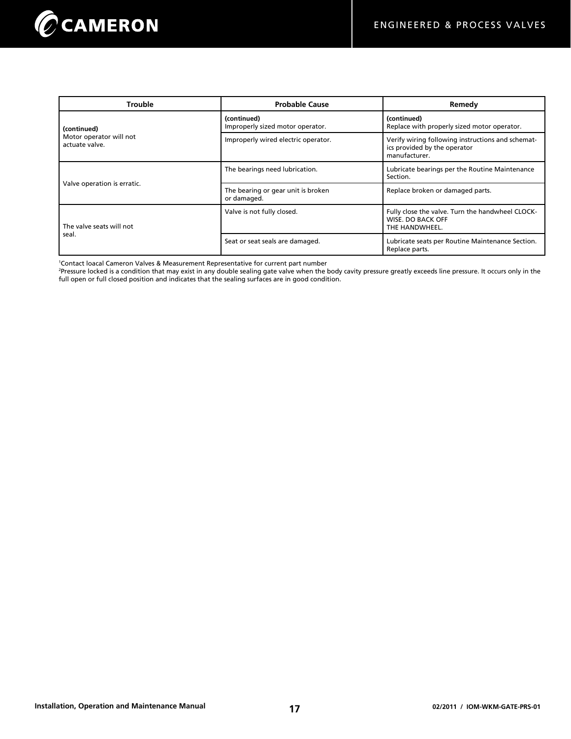| Trouble | Probable Cause | Remedy |
| --- | --- | --- |
| **(continued)** Motor operator will not actuate valve. | **(continued)** Improperly sized motor operator. | **(continued)** Replace with properly sized motor operator. |
| | Improperly wired electric operator. | Verify wiring following instructions and schematics provided by the operator manufacturer. |
| Valve operation is erratic. | The bearings need lubrication. | Lubricate bearings per the Routine Maintenance Section. |
| | The bearing or gear unit is broken or damaged. | Replace broken or damaged parts. |
| The valve seats will not seal. | Valve is not fully closed. | Fully close the valve. Turn the handwheel CLOCKWISE. DO BACK OFF THE HANDWHEEL. |
| | Seat or seat seals are damaged. | Lubricate seats per Routine Maintenance Section. Replace parts. |

[1]Contact loacal Cameron Valves & Measurement Representative for current part number

[2]Pressure locked is a condition that may exist in any double sealing gate valve when the body cavity pressure greatly exceeds line pressure. It occurs only in the full open or full closed position and indicates that the sealing surfaces are in good condition.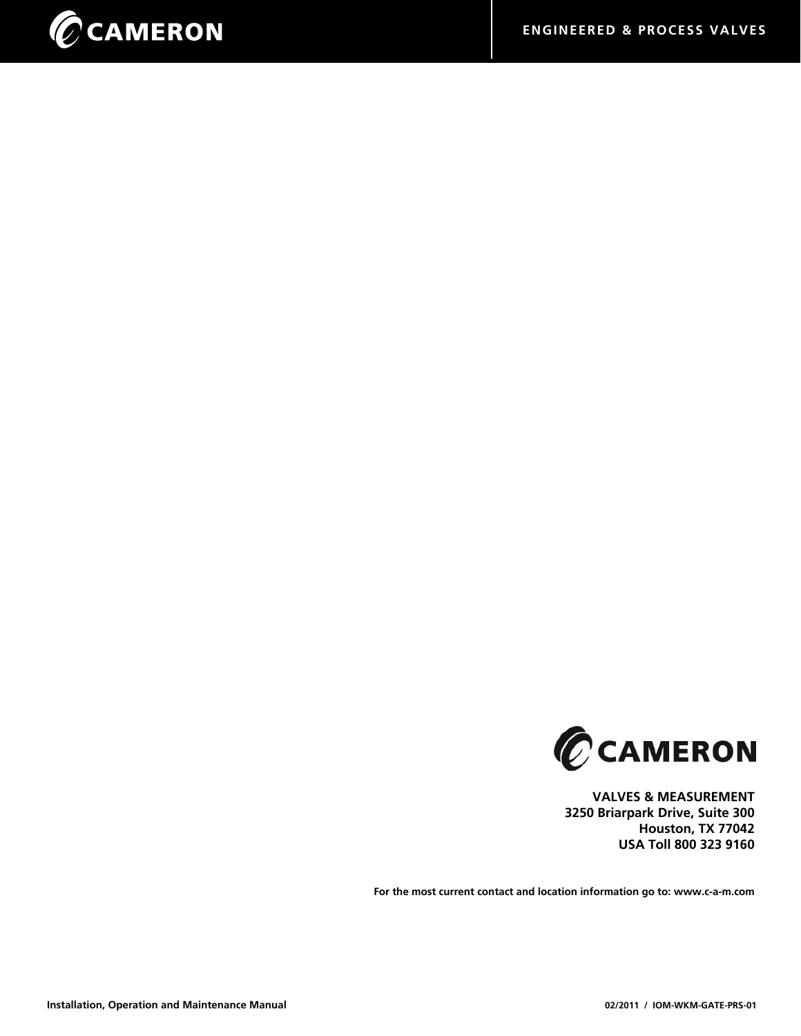CAMERON

VALVES & MEASUREMENT
3250 Briarpark Drive, Suite 300
Houston, TX 77042
USA Toll 800 323 9160

For the most current contact and location information go to: www.c-a-m.com